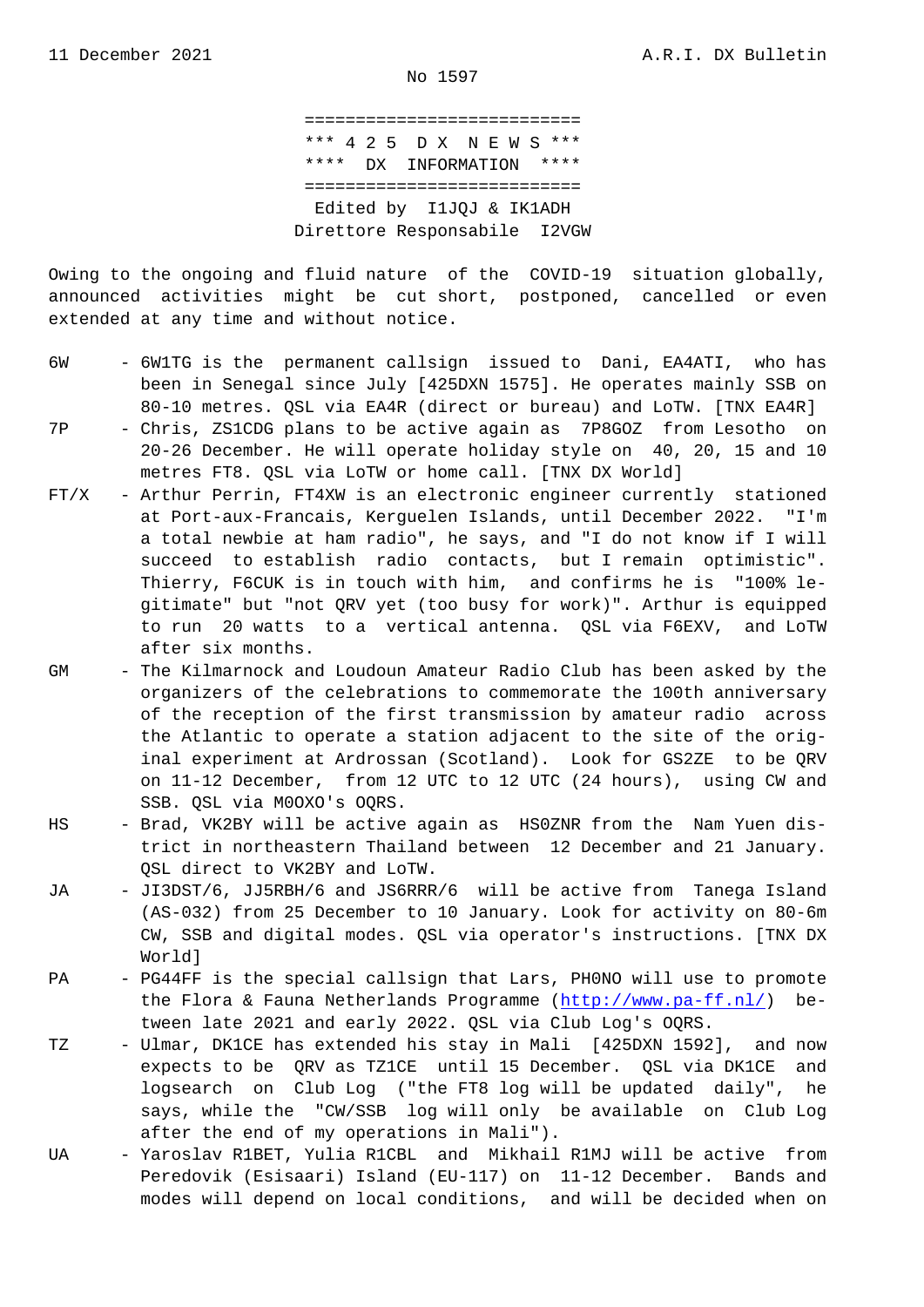No 1597

===========================
\*\*\* 4 2 5 D X N E W S \*\*\*
\*\*\*\* DX INFORMATION \*\*\*\*
===========================

Edited by I1JQJ & IK1ADH
Direttore Responsabile I2VGW

Owing to the ongoing and fluid nature of the COVID-19 situation globally, announced activities might be cut short, postponed, cancelled or even extended at any time and without notice.

- **6W** - 6W1TG is the permanent callsign issued to Dani, EA4ATI, who has been in Senegal since July [425DXN 1575]. He operates mainly SSB on 80-10 metres. QSL via EA4R (direct or bureau) and LoTW. [TNX EA4R]
- **7P** - Chris, ZS1CDG plans to be active again as 7P8GOZ from Lesotho on 20-26 December. He will operate holiday style on 40, 20, 15 and 10 metres FT8. QSL via LoTW or home call. [TNX DX World]
- **FT/X** - Arthur Perrin, FT4XW is an electronic engineer currently stationed at Port-aux-Francais, Kerguelen Islands, until December 2022. "I'm a total newbie at ham radio", he says, and "I do not know if I will succeed to establish radio contacts, but I remain optimistic". Thierry, F6CUK is in touch with him, and confirms he is "100% legitimate" but "not QRV yet (too busy for work)". Arthur is equipped to run 20 watts to a vertical antenna. QSL via F6EXV, and LoTW after six months.
- **GM** - The Kilmarnock and Loudoun Amateur Radio Club has been asked by the organizers of the celebrations to commemorate the 100th anniversary of the reception of the first transmission by amateur radio across the Atlantic to operate a station adjacent to the site of the original experiment at Ardrossan (Scotland). Look for GS2ZE to be QRV on 11-12 December, from 12 UTC to 12 UTC (24 hours), using CW and SSB. QSL via M0OXO's OQRS.
- **HS** - Brad, VK2BY will be active again as HS0ZNR from the Nam Yuen district in northeastern Thailand between 12 December and 21 January. QSL direct to VK2BY and LoTW.
- **JA** - JI3DST/6, JJ5RBH/6 and JS6RRR/6 will be active from Tanega Island (AS-032) from 25 December to 10 January. Look for activity on 80-6m CW, SSB and digital modes. QSL via operator's instructions. [TNX DX World]
- **PA** - PG44FF is the special callsign that Lars, PH0NO will use to promote the Flora & Fauna Netherlands Programme (http://www.pa-ff.nl/) between late 2021 and early 2022. QSL via Club Log's OQRS.
- **TZ** - Ulmar, DK1CE has extended his stay in Mali [425DXN 1592], and now expects to be QRV as TZ1CE until 15 December. QSL via DK1CE and logsearch on Club Log ("the FT8 log will be updated daily", he says, while the "CW/SSB log will only be available on Club Log after the end of my operations in Mali").
- **UA** - Yaroslav R1BET, Yulia R1CBL and Mikhail R1MJ will be active from Peredovik (Esisaari) Island (EU-117) on 11-12 December. Bands and modes will depend on local conditions, and will be decided when on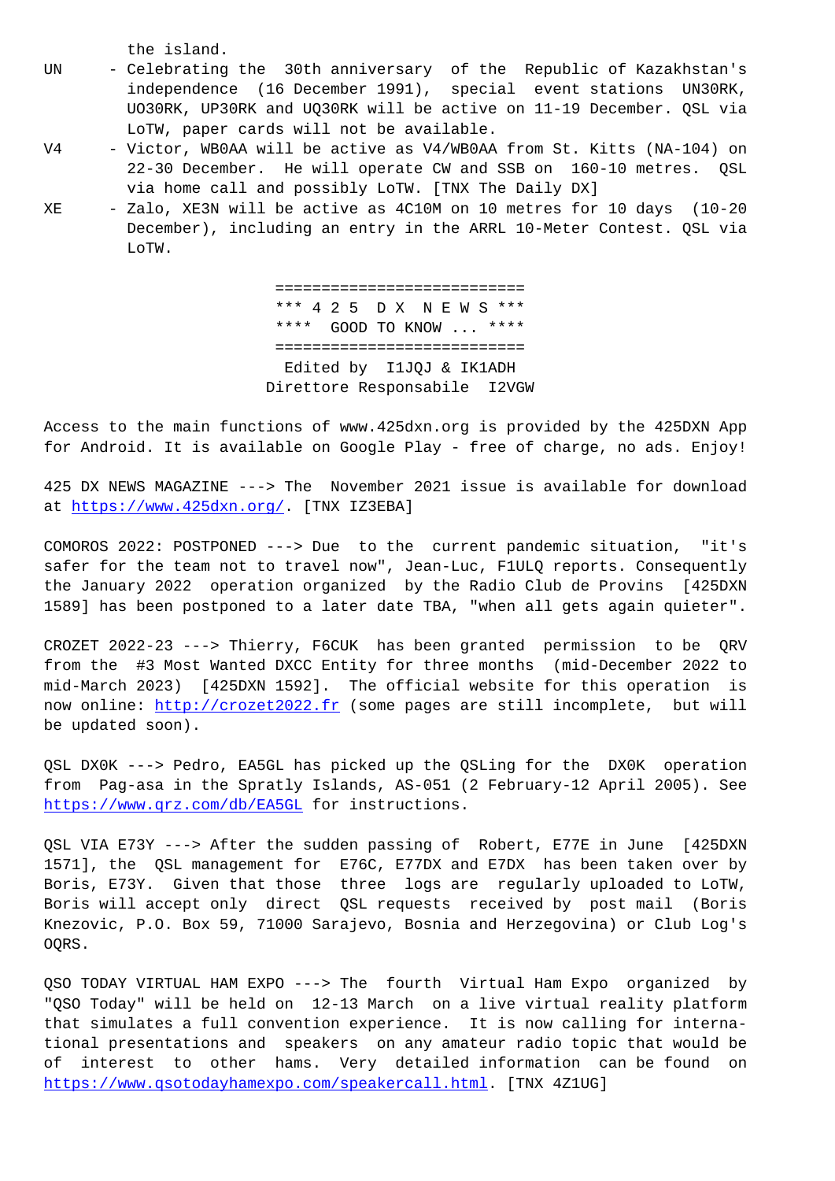the island.

- UN - Celebrating the 30th anniversary of the Republic of Kazakhstan's independence (16 December 1991), special event stations UN30RK, UO30RK, UP30RK and UQ30RK will be active on 11-19 December. QSL via LoTW, paper cards will not be available.
- V4 - Victor, WB0AA will be active as V4/WB0AA from St. Kitts (NA-104) on 22-30 December. He will operate CW and SSB on 160-10 metres. QSL via home call and possibly LoTW. [TNX The Daily DX]
- XE - Zalo, XE3N will be active as 4C10M on 10 metres for 10 days (10-20 December), including an entry in the ARRL 10-Meter Contest. QSL via LoTW.

```
===========================
*** 4 2 5  D X  N E W S ***
****  GOOD TO KNOW ... ****
===========================
```

Edited by I1JQJ & IK1ADH
Direttore Responsabile I2VGW

Access to the main functions of www.425dxn.org is provided by the 425DXN App for Android. It is available on Google Play - free of charge, no ads. Enjoy!

425 DX NEWS MAGAZINE ---> The November 2021 issue is available for download at https://www.425dxn.org/. [TNX IZ3EBA]

COMOROS 2022: POSTPONED ---> Due to the current pandemic situation, "it's safer for the team not to travel now", Jean-Luc, F1ULQ reports. Consequently the January 2022 operation organized by the Radio Club de Provins [425DXN 1589] has been postponed to a later date TBA, "when all gets again quieter".

CROZET 2022-23 ---> Thierry, F6CUK has been granted permission to be QRV from the #3 Most Wanted DXCC Entity for three months (mid-December 2022 to mid-March 2023) [425DXN 1592]. The official website for this operation is now online: http://crozet2022.fr (some pages are still incomplete, but will be updated soon).

QSL DX0K ---> Pedro, EA5GL has picked up the QSLing for the DX0K operation from Pag-asa in the Spratly Islands, AS-051 (2 February-12 April 2005). See https://www.qrz.com/db/EA5GL for instructions.

QSL VIA E73Y ---> After the sudden passing of Robert, E77E in June [425DXN 1571], the QSL management for E76C, E77DX and E7DX has been taken over by Boris, E73Y. Given that those three logs are regularly uploaded to LoTW, Boris will accept only direct QSL requests received by post mail (Boris Knezovic, P.O. Box 59, 71000 Sarajevo, Bosnia and Herzegovina) or Club Log's OQRS.

QSO TODAY VIRTUAL HAM EXPO ---> The fourth Virtual Ham Expo organized by "QSO Today" will be held on 12-13 March on a live virtual reality platform that simulates a full convention experience. It is now calling for international presentations and speakers on any amateur radio topic that would be of interest to other hams. Very detailed information can be found on https://www.qsotodayhamexpo.com/speakercall.html. [TNX 4Z1UG]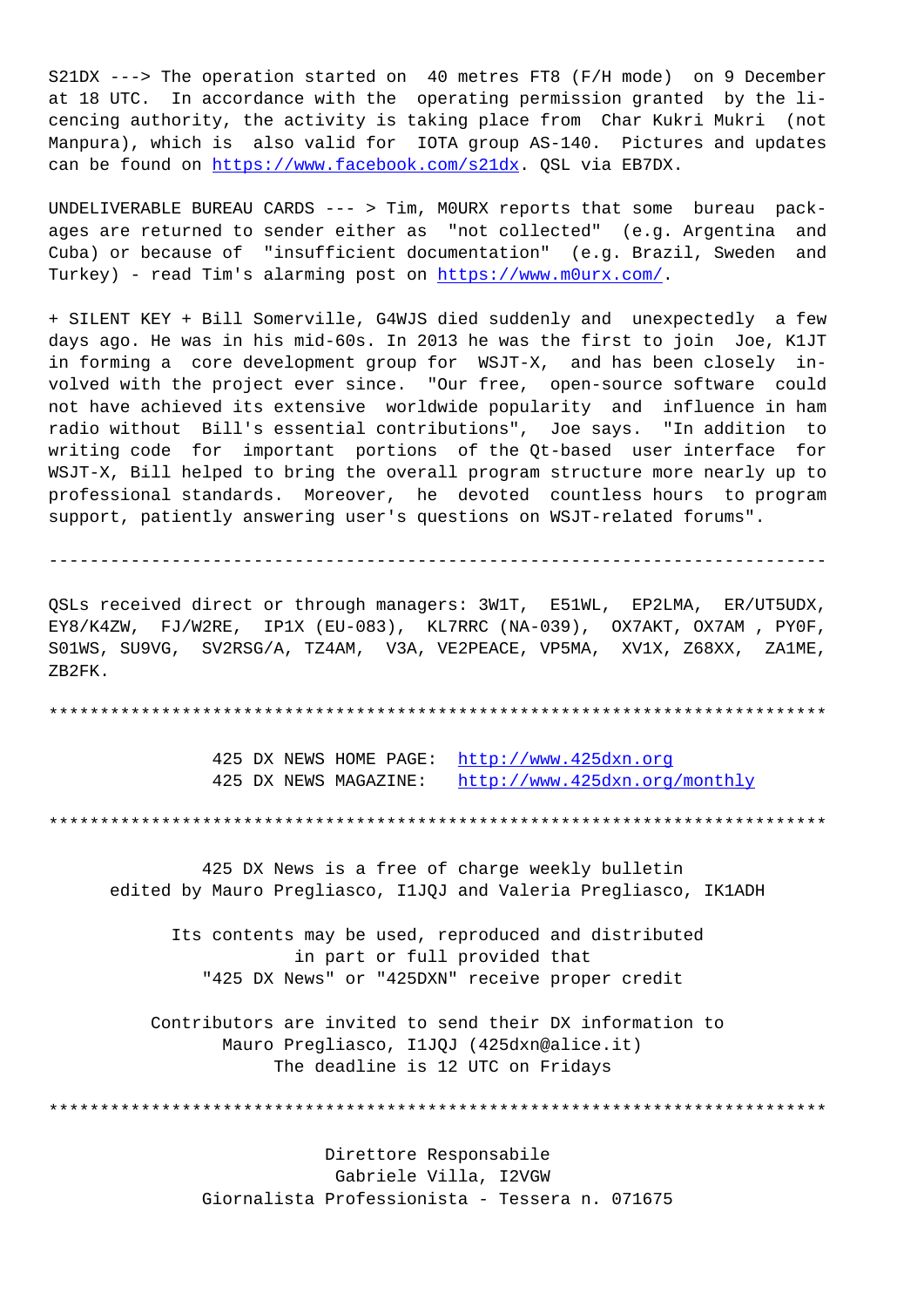S21DX ---> The operation started on 40 metres FT8 (F/H mode) on 9 December at 18 UTC. In accordance with the operating permission granted by the licencing authority, the activity is taking place from Char Kukri Mukri (not Manpura), which is also valid for IOTA group AS-140. Pictures and updates can be found on https://www.facebook.com/s21dx. QSL via EB7DX.

UNDELIVERABLE BUREAU CARDS --- > Tim, M0URX reports that some bureau packages are returned to sender either as "not collected" (e.g. Argentina and Cuba) or because of "insufficient documentation" (e.g. Brazil, Sweden and Turkey) - read Tim's alarming post on https://www.m0urx.com/.

+ SILENT KEY + Bill Somerville, G4WJS died suddenly and unexpectedly a few days ago. He was in his mid-60s. In 2013 he was the first to join Joe, K1JT in forming a core development group for WSJT-X, and has been closely involved with the project ever since. "Our free, open-source software could not have achieved its extensive worldwide popularity and influence in ham radio without Bill's essential contributions", Joe says. "In addition to writing code for important portions of the Qt-based user interface for WSJT-X, Bill helped to bring the overall program structure more nearly up to professional standards. Moreover, he devoted countless hours to program support, patiently answering user's questions on WSJT-related forums".

---

QSLs received direct or through managers: 3W1T, E51WL, EP2LMA, ER/UT5UDX, EY8/K4ZW, FJ/W2RE, IP1X (EU-083), KL7RRC (NA-039), OX7AKT, OX7AM , PY0F, S01WS, SU9VG, SV2RSG/A, TZ4AM, V3A, VE2PEACE, VP5MA, XV1X, Z68XX, ZA1ME, ZB2FK.

***

425 DX NEWS HOME PAGE: http://www.425dxn.org
425 DX NEWS MAGAZINE: http://www.425dxn.org/monthly

***

425 DX News is a free of charge weekly bulletin
edited by Mauro Pregliasco, I1JQJ and Valeria Pregliasco, IK1ADH

Its contents may be used, reproduced and distributed
in part or full provided that
"425 DX News" or "425DXN" receive proper credit

Contributors are invited to send their DX information to
Mauro Pregliasco, I1JQJ (425dxn@alice.it)
The deadline is 12 UTC on Fridays

***

Direttore Responsabile
Gabriele Villa, I2VGW
Giornalista Professionista - Tessera n. 071675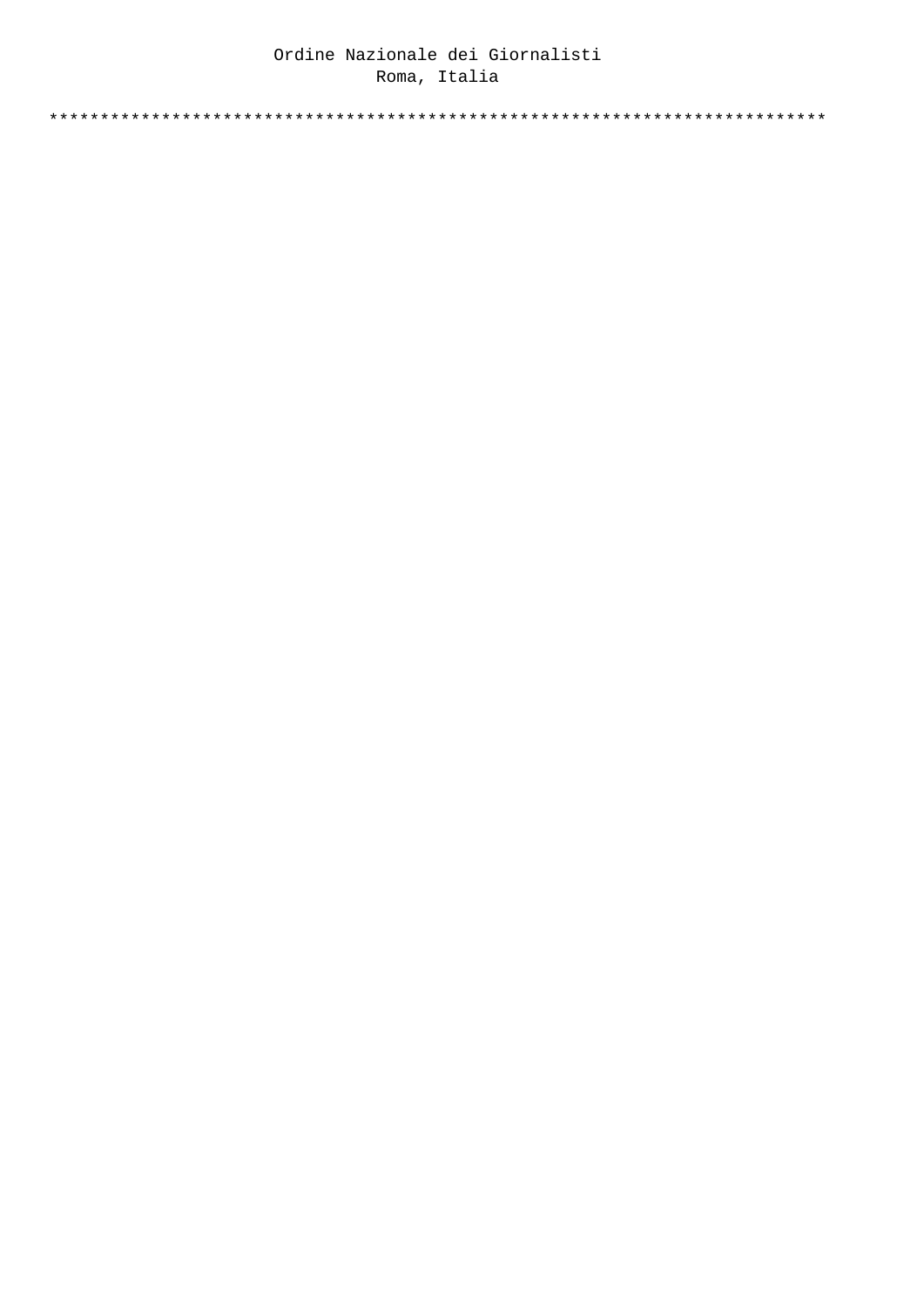Ordine Nazionale dei Giornalisti
Roma, Italia

*****************************************************************************